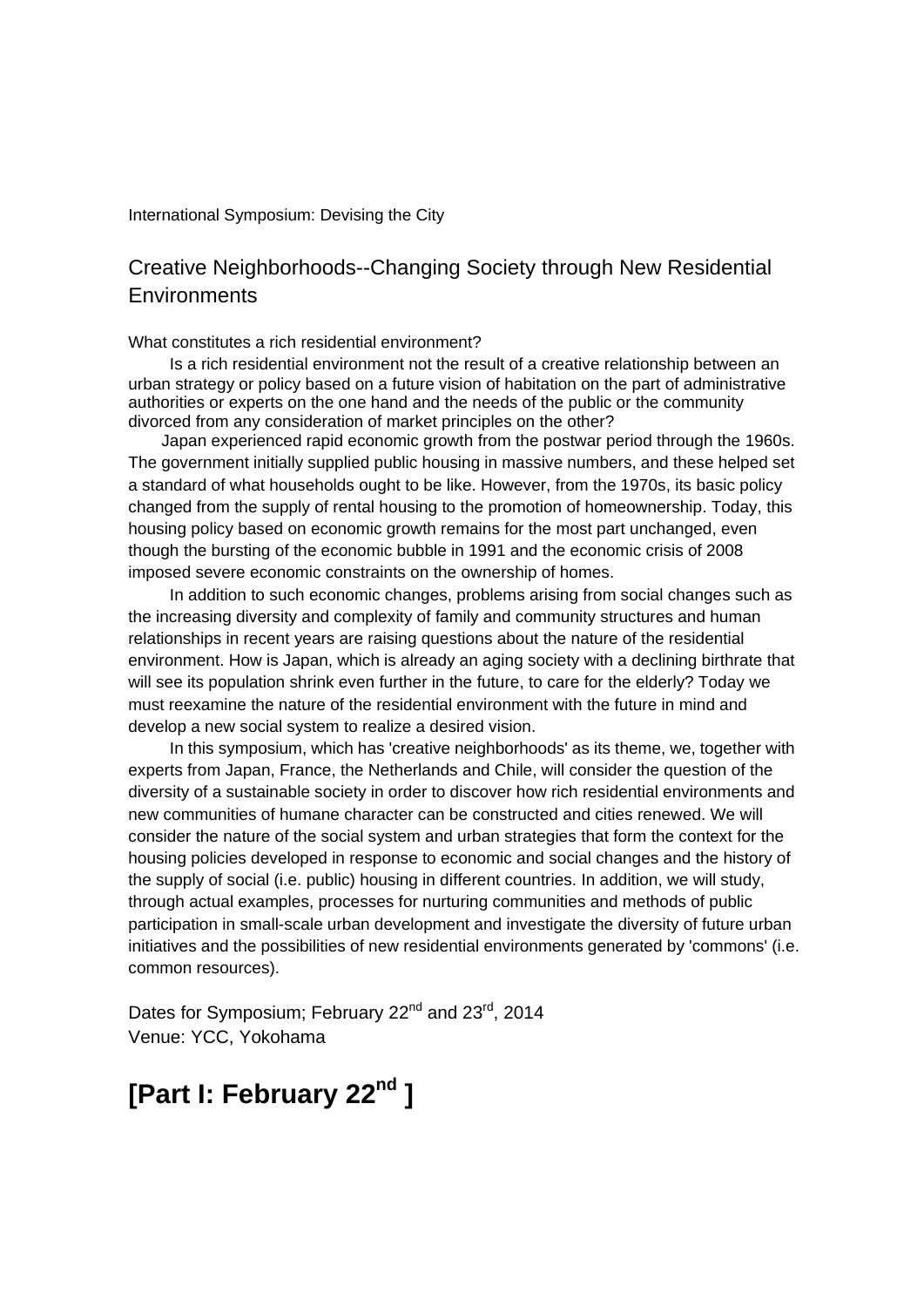International Symposium: Devising the City

## Creative Neighborhoods--Changing Society through New Residential Environments

What constitutes a rich residential environment?

Is a rich residential environment not the result of a creative relationship between an urban strategy or policy based on a future vision of habitation on the part of administrative authorities or experts on the one hand and the needs of the public or the community divorced from any consideration of market principles on the other?

Japan experienced rapid economic growth from the postwar period through the 1960s. The government initially supplied public housing in massive numbers, and these helped set a standard of what households ought to be like. However, from the 1970s, its basic policy changed from the supply of rental housing to the promotion of homeownership. Today, this housing policy based on economic growth remains for the most part unchanged, even though the bursting of the economic bubble in 1991 and the economic crisis of 2008 imposed severe economic constraints on the ownership of homes.

In addition to such economic changes, problems arising from social changes such as the increasing diversity and complexity of family and community structures and human relationships in recent years are raising questions about the nature of the residential environment. How is Japan, which is already an aging society with a declining birthrate that will see its population shrink even further in the future, to care for the elderly? Today we must reexamine the nature of the residential environment with the future in mind and develop a new social system to realize a desired vision.

In this symposium, which has 'creative neighborhoods' as its theme, we, together with experts from Japan, France, the Netherlands and Chile, will consider the question of the diversity of a sustainable society in order to discover how rich residential environments and new communities of humane character can be constructed and cities renewed. We will consider the nature of the social system and urban strategies that form the context for the housing policies developed in response to economic and social changes and the history of the supply of social (i.e. public) housing in different countries. In addition, we will study, through actual examples, processes for nurturing communities and methods of public participation in small-scale urban development and investigate the diversity of future urban initiatives and the possibilities of new residential environments generated by 'commons' (i.e. common resources).

Dates for Symposium; February 22nd and 23rd, 2014
Venue: YCC, Yokohama

# [Part I: February 22nd ]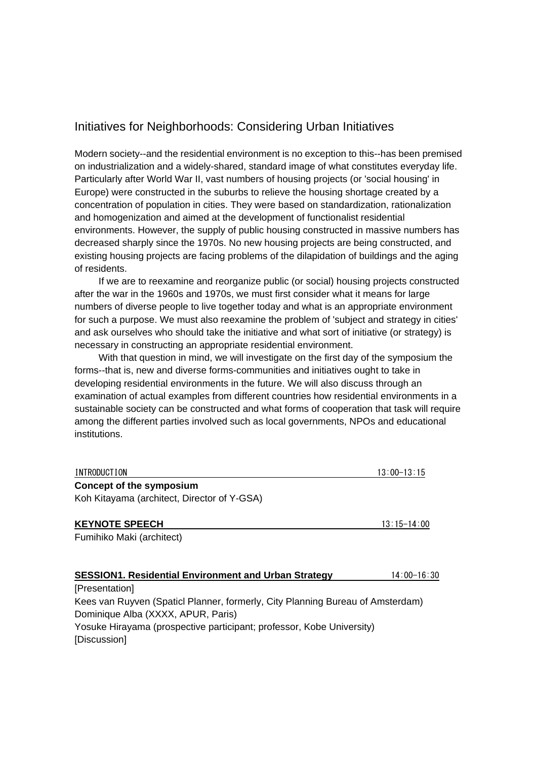# Initiatives for Neighborhoods: Considering Urban Initiatives

Modern society--and the residential environment is no exception to this--has been premised on industrialization and a widely-shared, standard image of what constitutes everyday life. Particularly after World War II, vast numbers of housing projects (or 'social housing' in Europe) were constructed in the suburbs to relieve the housing shortage created by a concentration of population in cities. They were based on standardization, rationalization and homogenization and aimed at the development of functionalist residential environments. However, the supply of public housing constructed in massive numbers has decreased sharply since the 1970s. No new housing projects are being constructed, and existing housing projects are facing problems of the dilapidation of buildings and the aging of residents.

If we are to reexamine and reorganize public (or social) housing projects constructed after the war in the 1960s and 1970s, we must first consider what it means for large numbers of diverse people to live together today and what is an appropriate environment for such a purpose. We must also reexamine the problem of 'subject and strategy in cities' and ask ourselves who should take the initiative and what sort of initiative (or strategy) is necessary in constructing an appropriate residential environment.

With that question in mind, we will investigate on the first day of the symposium the forms--that is, new and diverse forms-communities and initiatives ought to take in developing residential environments in the future. We will also discuss through an examination of actual examples from different countries how residential environments in a sustainable society can be constructed and what forms of cooperation that task will require among the different parties involved such as local governments, NPOs and educational institutions.

INTRODUCTION 13:00–13:15

**Concept of the symposium**

Koh Kitayama (architect, Director of Y-GSA)

**KEYNOTE SPEECH** 13:15–14:00

Fumihiko Maki (architect)

**SESSION1. Residential Environment and Urban Strategy** 14:00–16:30

[Presentation]

Kees van Ruyven (Spaticl Planner, formerly, City Planning Bureau of Amsterdam)

Dominique Alba (XXXX, APUR, Paris)

Yosuke Hirayama (prospective participant; professor, Kobe University)

[Discussion]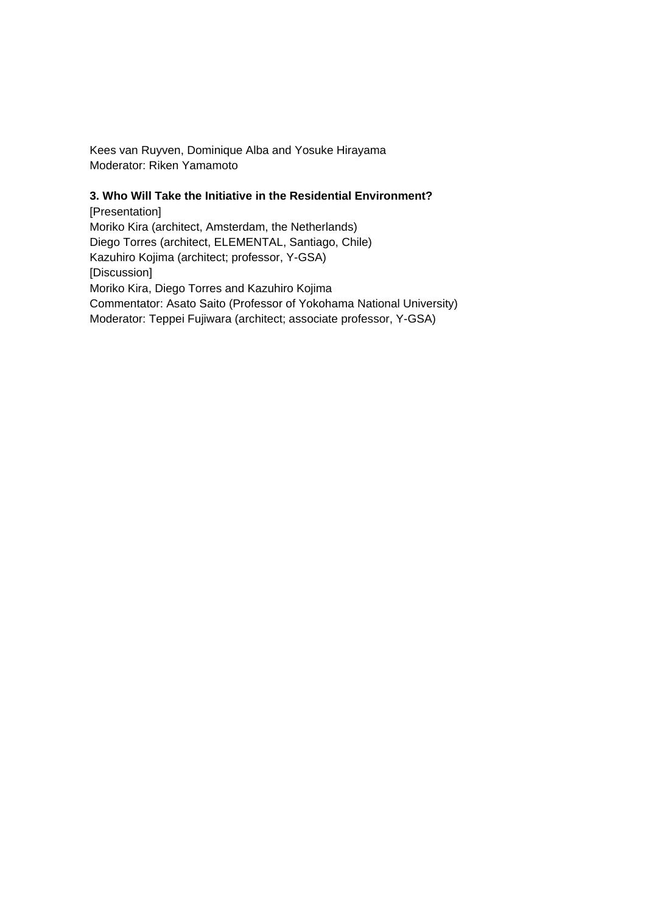Kees van Ruyven, Dominique Alba and Yosuke Hirayama
Moderator: Riken Yamamoto

**3. Who Will Take the Initiative in the Residential Environment?**
[Presentation]
Moriko Kira (architect, Amsterdam, the Netherlands)
Diego Torres (architect, ELEMENTAL, Santiago, Chile)
Kazuhiro Kojima (architect; professor, Y-GSA)
[Discussion]
Moriko Kira, Diego Torres and Kazuhiro Kojima
Commentator: Asato Saito (Professor of Yokohama National University)
Moderator: Teppei Fujiwara (architect; associate professor, Y-GSA)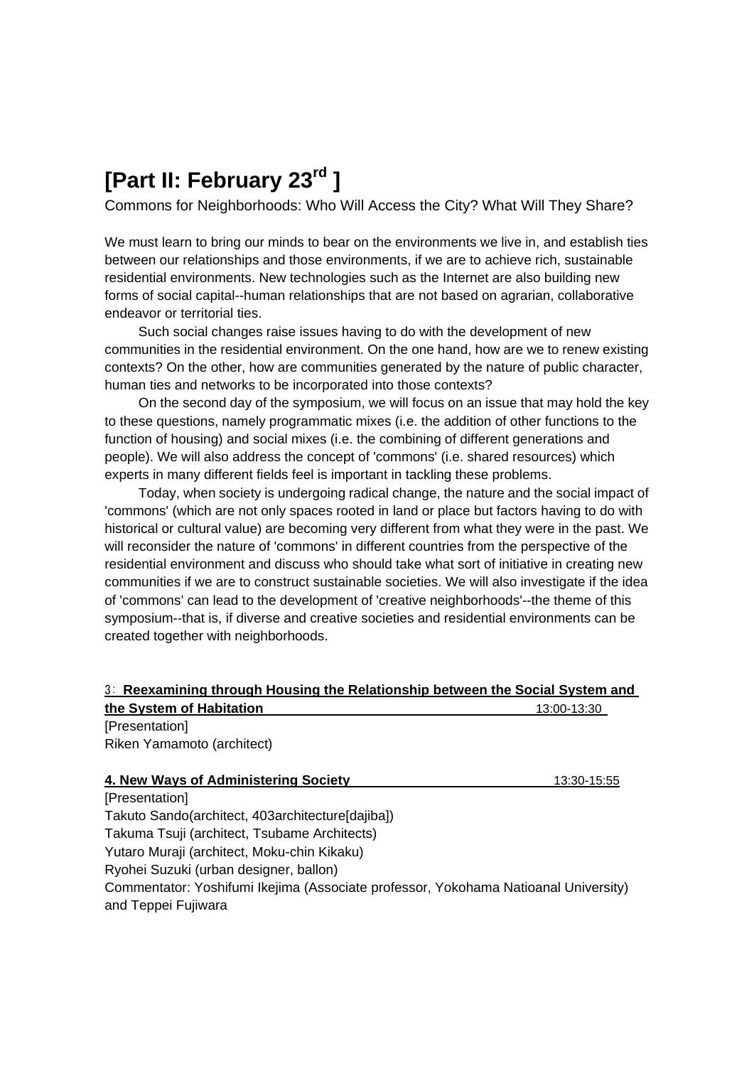# [Part II: February 23rd ]

Commons for Neighborhoods: Who Will Access the City? What Will They Share?

We must learn to bring our minds to bear on the environments we live in, and establish ties between our relationships and those environments, if we are to achieve rich, sustainable residential environments. New technologies such as the Internet are also building new forms of social capital--human relationships that are not based on agrarian, collaborative endeavor or territorial ties.

Such social changes raise issues having to do with the development of new communities in the residential environment. On the one hand, how are we to renew existing contexts? On the other, how are communities generated by the nature of public character, human ties and networks to be incorporated into those contexts?

On the second day of the symposium, we will focus on an issue that may hold the key to these questions, namely programmatic mixes (i.e. the addition of other functions to the function of housing) and social mixes (i.e. the combining of different generations and people). We will also address the concept of 'commons' (i.e. shared resources) which experts in many different fields feel is important in tackling these problems.

Today, when society is undergoing radical change, the nature and the social impact of 'commons' (which are not only spaces rooted in land or place but factors having to do with historical or cultural value) are becoming very different from what they were in the past. We will reconsider the nature of 'commons' in different countries from the perspective of the residential environment and discuss who should take what sort of initiative in creating new communities if we are to construct sustainable societies. We will also investigate if the idea of 'commons' can lead to the development of 'creative neighborhoods'--the theme of this symposium--that is, if diverse and creative societies and residential environments can be created together with neighborhoods.

**3：Reexamining through Housing the Relationship between the Social System and the System of Habitation** 13:00-13:30

[Presentation]
Riken Yamamoto (architect)

**4. New Ways of Administering Society** 13:30-15:55

[Presentation]
Takuto Sando(architect, 403architecture[dajiba])
Takuma Tsuji (architect, Tsubame Architects)
Yutaro Muraji (architect, Moku-chin Kikaku)
Ryohei Suzuki (urban designer, ballon)
Commentator: Yoshifumi Ikejima (Associate professor, Yokohama Natioanal University) and Teppei Fujiwara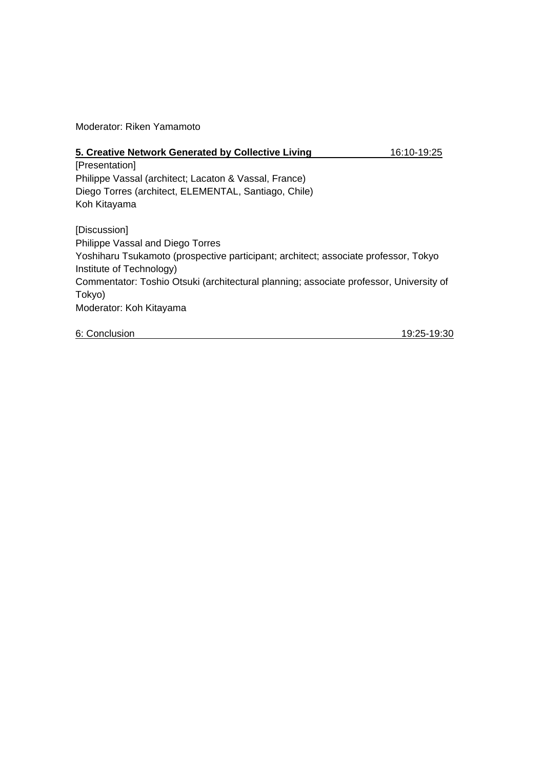Moderator: Riken Yamamoto

**5. Creative Network Generated by Collective Living** 16:10-19:25

[Presentation]
Philippe Vassal (architect; Lacaton & Vassal, France)
Diego Torres (architect, ELEMENTAL, Santiago, Chile)
Koh Kitayama

[Discussion]
Philippe Vassal and Diego Torres
Yoshiharu Tsukamoto (prospective participant; architect; associate professor, Tokyo Institute of Technology)
Commentator: Toshio Otsuki (architectural planning; associate professor, University of Tokyo)
Moderator: Koh Kitayama

6: Conclusion 19:25-19:30